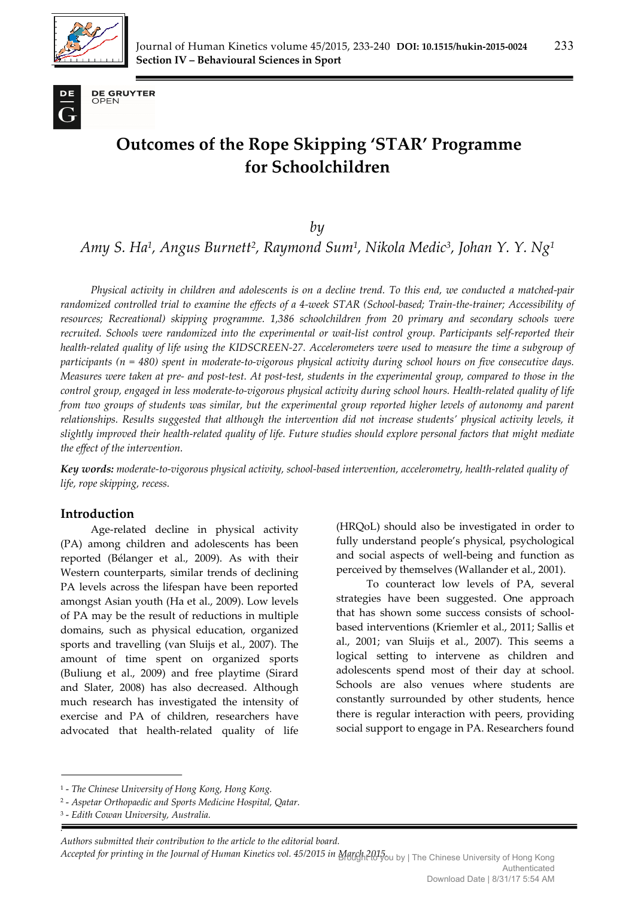# Outcomes of the Rope Skipping 'STAR' Programme for Schoolchildren

*by*

*Amy S. Ha[1], Angus Burnett[2], Raymond Sum[1], Nikola Medic[3], Johan Y. Y. Ng[1]*

*Physical activity in children and adolescents is on a decline trend. To this end, we conducted a matched-pair randomized controlled trial to examine the effects of a 4-week STAR (School-based; Train-the-trainer; Accessibility of resources; Recreational) skipping programme. 1,386 schoolchildren from 20 primary and secondary schools were recruited. Schools were randomized into the experimental or wait-list control group. Participants self-reported their health-related quality of life using the KIDSCREEN-27. Accelerometers were used to measure the time a subgroup of participants (n = 480) spent in moderate-to-vigorous physical activity during school hours on five consecutive days. Measures were taken at pre- and post-test. At post-test, students in the experimental group, compared to those in the control group, engaged in less moderate-to-vigorous physical activity during school hours. Health-related quality of life from two groups of students was similar, but the experimental group reported higher levels of autonomy and parent relationships. Results suggested that although the intervention did not increase students' physical activity levels, it slightly improved their health-related quality of life. Future studies should explore personal factors that might mediate the effect of the intervention.*

***Key words:*** *moderate-to-vigorous physical activity, school-based intervention, accelerometry, health-related quality of life, rope skipping, recess.*

## Introduction

Age-related decline in physical activity (PA) among children and adolescents has been reported (Bélanger et al., 2009). As with their Western counterparts, similar trends of declining PA levels across the lifespan have been reported amongst Asian youth (Ha et al., 2009). Low levels of PA may be the result of reductions in multiple domains, such as physical education, organized sports and travelling (van Sluijs et al., 2007). The amount of time spent on organized sports (Buliung et al., 2009) and free playtime (Sirard and Slater, 2008) has also decreased. Although much research has investigated the intensity of exercise and PA of children, researchers have advocated that health-related quality of life (HRQoL) should also be investigated in order to fully understand people's physical, psychological and social aspects of well-being and function as perceived by themselves (Wallander et al., 2001).

To counteract low levels of PA, several strategies have been suggested. One approach that has shown some success consists of school-based interventions (Kriemler et al., 2011; Sallis et al., 2001; van Sluijs et al., 2007). This seems a logical setting to intervene as children and adolescents spend most of their day at school. Schools are also venues where students are constantly surrounded by other students, hence there is regular interaction with peers, providing social support to engage in PA. Researchers found

---

[1] - *The Chinese University of Hong Kong, Hong Kong.*
[2] - *Aspetar Orthopaedic and Sports Medicine Hospital, Qatar.*
[3] - *Edith Cowan University, Australia.*

*Authors submitted their contribution to the article to the editorial board.*
*Accepted for printing in the Journal of Human Kinetics vol. 45/2015 in March 2015.*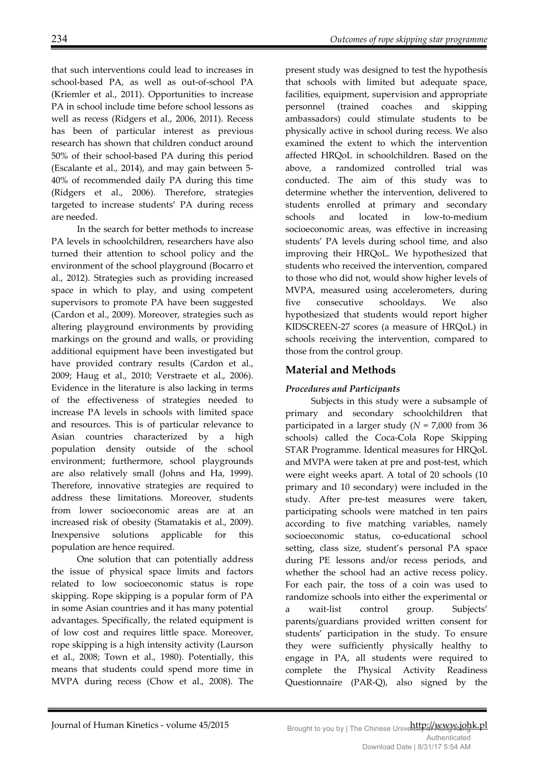that such interventions could lead to increases in school-based PA, as well as out-of-school PA (Kriemler et al., 2011). Opportunities to increase PA in school include time before school lessons as well as recess (Ridgers et al., 2006, 2011). Recess has been of particular interest as previous research has shown that children conduct around 50% of their school-based PA during this period (Escalante et al., 2014), and may gain between 5-40% of recommended daily PA during this time (Ridgers et al., 2006). Therefore, strategies targeted to increase students' PA during recess are needed.

In the search for better methods to increase PA levels in schoolchildren, researchers have also turned their attention to school policy and the environment of the school playground (Bocarro et al., 2012). Strategies such as providing increased space in which to play, and using competent supervisors to promote PA have been suggested (Cardon et al., 2009). Moreover, strategies such as altering playground environments by providing markings on the ground and walls, or providing additional equipment have been investigated but have provided contrary results (Cardon et al., 2009; Haug et al., 2010; Verstraete et al., 2006). Evidence in the literature is also lacking in terms of the effectiveness of strategies needed to increase PA levels in schools with limited space and resources. This is of particular relevance to Asian countries characterized by a high population density outside of the school environment; furthermore, school playgrounds are also relatively small (Johns and Ha, 1999). Therefore, innovative strategies are required to address these limitations. Moreover, students from lower socioeconomic areas are at an increased risk of obesity (Stamatakis et al., 2009). Inexpensive solutions applicable for this population are hence required.

One solution that can potentially address the issue of physical space limits and factors related to low socioeconomic status is rope skipping. Rope skipping is a popular form of PA in some Asian countries and it has many potential advantages. Specifically, the related equipment is of low cost and requires little space. Moreover, rope skipping is a high intensity activity (Laurson et al., 2008; Town et al., 1980). Potentially, this means that students could spend more time in MVPA during recess (Chow et al., 2008). The present study was designed to test the hypothesis that schools with limited but adequate space, facilities, equipment, supervision and appropriate personnel (trained coaches and skipping ambassadors) could stimulate students to be physically active in school during recess. We also examined the extent to which the intervention affected HRQoL in schoolchildren. Based on the above, a randomized controlled trial was conducted. The aim of this study was to determine whether the intervention, delivered to students enrolled at primary and secondary schools and located in low-to-medium socioeconomic areas, was effective in increasing students' PA levels during school time, and also improving their HRQoL. We hypothesized that students who received the intervention, compared to those who did not, would show higher levels of MVPA, measured using accelerometers, during five consecutive schooldays. We also hypothesized that students would report higher KIDSCREEN-27 scores (a measure of HRQoL) in schools receiving the intervention, compared to those from the control group.

## Material and Methods

### *Procedures and Participants*

Subjects in this study were a subsample of primary and secondary schoolchildren that participated in a larger study ($N$ = 7,000 from 36 schools) called the Coca-Cola Rope Skipping STAR Programme. Identical measures for HRQoL and MVPA were taken at pre and post-test, which were eight weeks apart. A total of 20 schools (10 primary and 10 secondary) were included in the study. After pre-test measures were taken, participating schools were matched in ten pairs according to five matching variables, namely socioeconomic status, co-educational school setting, class size, student's personal PA space during PE lessons and/or recess periods, and whether the school had an active recess policy. For each pair, the toss of a coin was used to randomize schools into either the experimental or a wait-list control group. Subjects' parents/guardians provided written consent for students' participation in the study. To ensure they were sufficiently physically healthy to engage in PA, all students were required to complete the Physical Activity Readiness Questionnaire (PAR-Q), also signed by the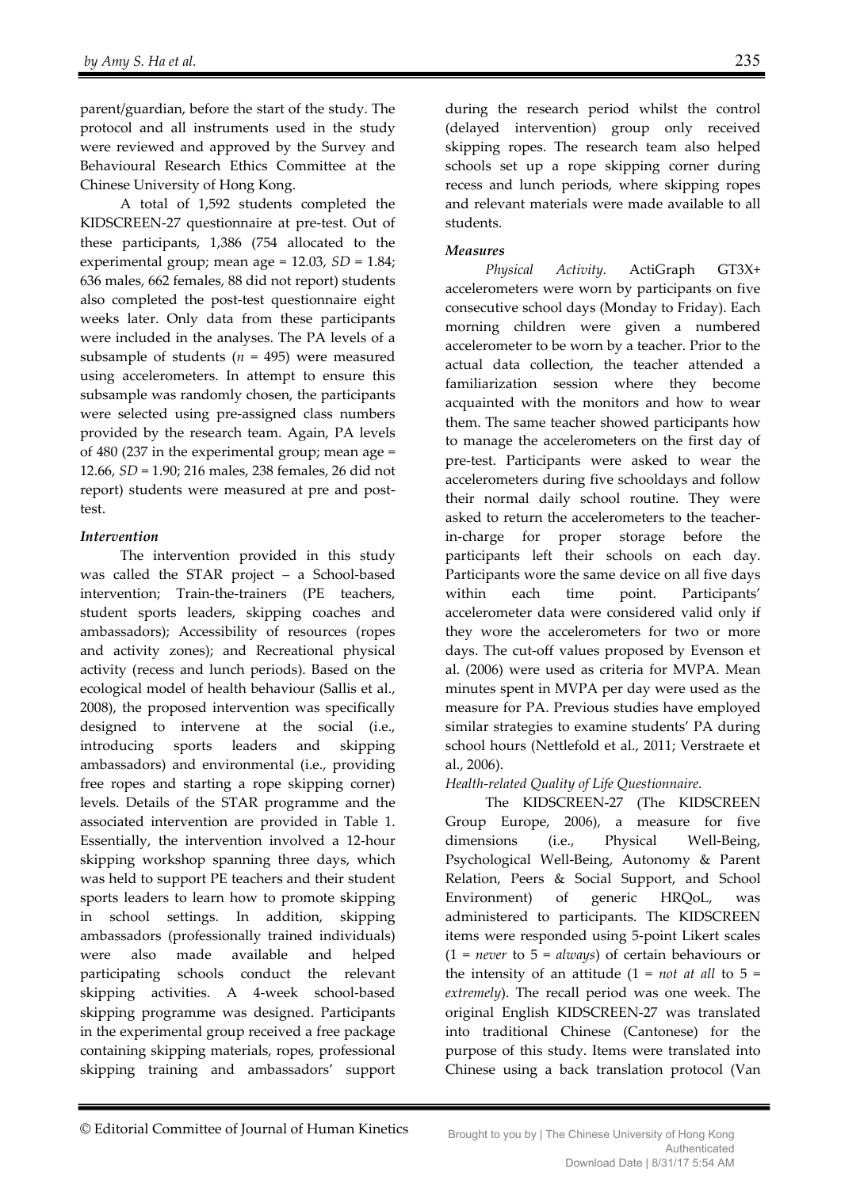parent/guardian, before the start of the study. The protocol and all instruments used in the study were reviewed and approved by the Survey and Behavioural Research Ethics Committee at the Chinese University of Hong Kong.

A total of 1,592 students completed the KIDSCREEN-27 questionnaire at pre-test. Out of these participants, 1,386 (754 allocated to the experimental group; mean age = 12.03, *SD* = 1.84; 636 males, 662 females, 88 did not report) students also completed the post-test questionnaire eight weeks later. Only data from these participants were included in the analyses. The PA levels of a subsample of students (*n* = 495) were measured using accelerometers. In attempt to ensure this subsample was randomly chosen, the participants were selected using pre-assigned class numbers provided by the research team. Again, PA levels of 480 (237 in the experimental group; mean age = 12.66, *SD* = 1.90; 216 males, 238 females, 26 did not report) students were measured at pre and post-test.

### *Intervention*

The intervention provided in this study was called the STAR project – a School-based intervention; Train-the-trainers (PE teachers, student sports leaders, skipping coaches and ambassadors); Accessibility of resources (ropes and activity zones); and Recreational physical activity (recess and lunch periods). Based on the ecological model of health behaviour (Sallis et al., 2008), the proposed intervention was specifically designed to intervene at the social (i.e., introducing sports leaders and skipping ambassadors) and environmental (i.e., providing free ropes and starting a rope skipping corner) levels. Details of the STAR programme and the associated intervention are provided in Table 1. Essentially, the intervention involved a 12-hour skipping workshop spanning three days, which was held to support PE teachers and their student sports leaders to learn how to promote skipping in school settings. In addition, skipping ambassadors (professionally trained individuals) were also made available and helped participating schools conduct the relevant skipping activities. A 4-week school-based skipping programme was designed. Participants in the experimental group received a free package containing skipping materials, ropes, professional skipping training and ambassadors' support during the research period whilst the control (delayed intervention) group only received skipping ropes. The research team also helped schools set up a rope skipping corner during recess and lunch periods, where skipping ropes and relevant materials were made available to all students.

### *Measures*

*Physical Activity.* ActiGraph GT3X+ accelerometers were worn by participants on five consecutive school days (Monday to Friday). Each morning children were given a numbered accelerometer to be worn by a teacher. Prior to the actual data collection, the teacher attended a familiarization session where they become acquainted with the monitors and how to wear them. The same teacher showed participants how to manage the accelerometers on the first day of pre-test. Participants were asked to wear the accelerometers during five schooldays and follow their normal daily school routine. They were asked to return the accelerometers to the teacher-in-charge for proper storage before the participants left their schools on each day. Participants wore the same device on all five days within each time point. Participants' accelerometer data were considered valid only if they wore the accelerometers for two or more days. The cut-off values proposed by Evenson et al. (2006) were used as criteria for MVPA. Mean minutes spent in MVPA per day were used as the measure for PA. Previous studies have employed similar strategies to examine students' PA during school hours (Nettlefold et al., 2011; Verstraete et al., 2006).

*Health-related Quality of Life Questionnaire.* The KIDSCREEN-27 (The KIDSCREEN Group Europe, 2006), a measure for five dimensions (i.e., Physical Well-Being, Psychological Well-Being, Autonomy & Parent Relation, Peers & Social Support, and School Environment) of generic HRQoL, was administered to participants. The KIDSCREEN items were responded using 5-point Likert scales (1 = *never* to 5 = *always*) of certain behaviours or the intensity of an attitude (1 = *not at all* to 5 = *extremely*). The recall period was one week. The original English KIDSCREEN-27 was translated into traditional Chinese (Cantonese) for the purpose of this study. Items were translated into Chinese using a back translation protocol (Van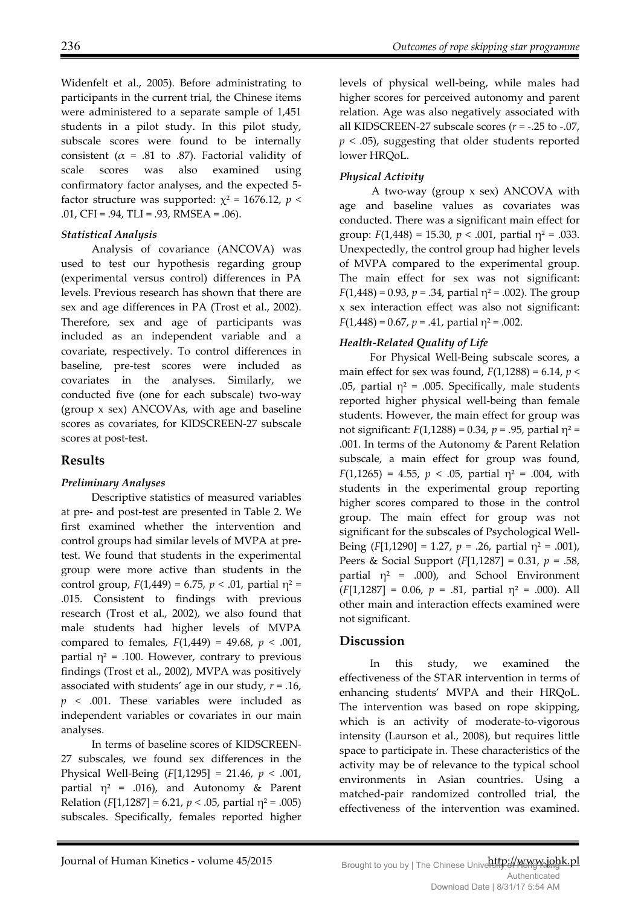Widenfelt et al., 2005). Before administrating to participants in the current trial, the Chinese items were administered to a separate sample of 1,451 students in a pilot study. In this pilot study, subscale scores were found to be internally consistent ($\alpha$ = .81 to .87). Factorial validity of scale scores was also examined using confirmatory factor analyses, and the expected 5-factor structure was supported: $\chi^2$ = 1676.12, $p$ < .01, CFI = .94, TLI = .93, RMSEA = .06).

### *Statistical Analysis*

Analysis of covariance (ANCOVA) was used to test our hypothesis regarding group (experimental versus control) differences in PA levels. Previous research has shown that there are sex and age differences in PA (Trost et al., 2002). Therefore, sex and age of participants was included as an independent variable and a covariate, respectively. To control differences in baseline, pre-test scores were included as covariates in the analyses. Similarly, we conducted five (one for each subscale) two-way (group x sex) ANCOVAs, with age and baseline scores as covariates, for KIDSCREEN-27 subscale scores at post-test.

## Results

### *Preliminary Analyses*

Descriptive statistics of measured variables at pre- and post-test are presented in Table 2. We first examined whether the intervention and control groups had similar levels of MVPA at pre-test. We found that students in the experimental group were more active than students in the control group, $F(1,449)$ = 6.75, $p$ < .01, partial $\eta^2$ = .015. Consistent to findings with previous research (Trost et al., 2002), we also found that male students had higher levels of MVPA compared to females, $F(1,449)$ = 49.68, $p$ < .001, partial $\eta^2$ = .100. However, contrary to previous findings (Trost et al., 2002), MVPA was positively associated with students' age in our study, $r$ = .16, $p$ < .001. These variables were included as independent variables or covariates in our main analyses.

In terms of baseline scores of KIDSCREEN-27 subscales, we found sex differences in the Physical Well-Being ($F$[1,1295] = 21.46, $p$ < .001, partial $\eta^2$ = .016), and Autonomy & Parent Relation ($F$[1,1287] = 6.21, $p$ < .05, partial $\eta^2$ = .005) subscales. Specifically, females reported higher levels of physical well-being, while males had higher scores for perceived autonomy and parent relation. Age was also negatively associated with all KIDSCREEN-27 subscale scores ($r$ = -.25 to -.07, $p$ < .05), suggesting that older students reported lower HRQoL.

### *Physical Activity*

A two-way (group x sex) ANCOVA with age and baseline values as covariates was conducted. There was a significant main effect for group: $F(1,448)$ = 15.30, $p$ < .001, partial $\eta^2$ = .033. Unexpectedly, the control group had higher levels of MVPA compared to the experimental group. The main effect for sex was not significant: $F(1,448)$ = 0.93, $p$ = .34, partial $\eta^2$ = .002). The group x sex interaction effect was also not significant: $F(1,448)$ = 0.67, $p$ = .41, partial $\eta^2$ = .002.

### *Health-Related Quality of Life*

For Physical Well-Being subscale scores, a main effect for sex was found, $F(1,1288)$ = 6.14, $p$ < .05, partial $\eta^2$ = .005. Specifically, male students reported higher physical well-being than female students. However, the main effect for group was not significant: $F(1,1288)$ = 0.34, $p$ = .95, partial $\eta^2$ = .001. In terms of the Autonomy & Parent Relation subscale, a main effect for group was found, $F(1,1265)$ = 4.55, $p$ < .05, partial $\eta^2$ = .004, with students in the experimental group reporting higher scores compared to those in the control group. The main effect for group was not significant for the subscales of Psychological Well-Being ($F$[1,1290] = 1.27, $p$ = .26, partial $\eta^2$ = .001), Peers & Social Support ($F$[1,1287] = 0.31, $p$ = .58, partial $\eta^2$ = .000), and School Environment ($F$[1,1287] = 0.06, $p$ = .81, partial $\eta^2$ = .000). All other main and interaction effects examined were not significant.

## Discussion

In this study, we examined the effectiveness of the STAR intervention in terms of enhancing students' MVPA and their HRQoL. The intervention was based on rope skipping, which is an activity of moderate-to-vigorous intensity (Laurson et al., 2008), but requires little space to participate in. These characteristics of the activity may be of relevance to the typical school environments in Asian countries. Using a matched-pair randomized controlled trial, the effectiveness of the intervention was examined.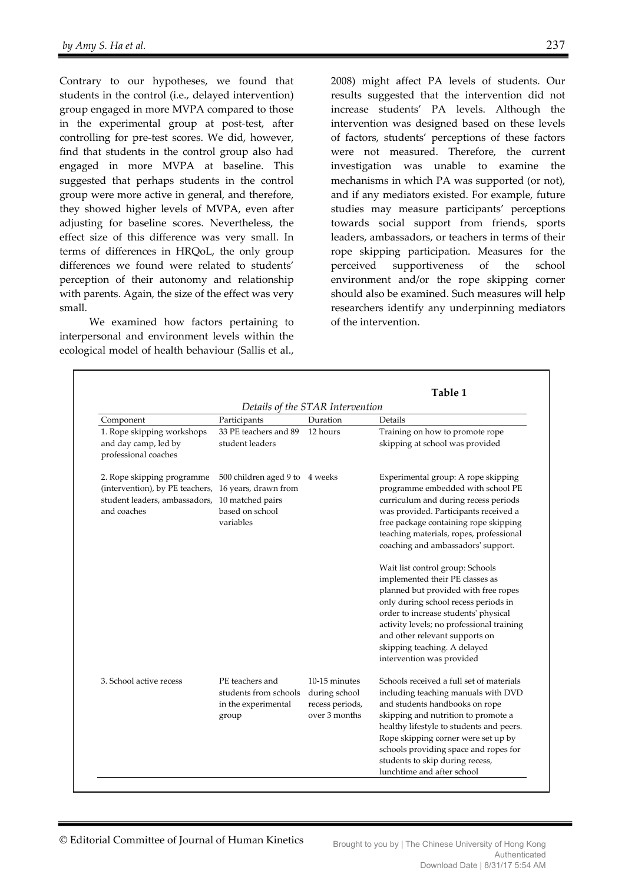Contrary to our hypotheses, we found that students in the control (i.e., delayed intervention) group engaged in more MVPA compared to those in the experimental group at post-test, after controlling for pre-test scores. We did, however, find that students in the control group also had engaged in more MVPA at baseline. This suggested that perhaps students in the control group were more active in general, and therefore, they showed higher levels of MVPA, even after adjusting for baseline scores. Nevertheless, the effect size of this difference was very small. In terms of differences in HRQoL, the only group differences we found were related to students' perception of their autonomy and relationship with parents. Again, the size of the effect was very small.

We examined how factors pertaining to interpersonal and environment levels within the ecological model of health behaviour (Sallis et al., 2008) might affect PA levels of students. Our results suggested that the intervention did not increase students' PA levels. Although the intervention was designed based on these levels of factors, students' perceptions of these factors were not measured. Therefore, the current investigation was unable to examine the mechanisms in which PA was supported (or not), and if any mediators existed. For example, future studies may measure participants' perceptions towards social support from friends, sports leaders, ambassadors, or teachers in terms of their rope skipping participation. Measures for the perceived supportiveness of the school environment and/or the rope skipping corner should also be examined. Such measures will help researchers identify any underpinning mediators of the intervention.

**Table 1**

*Details of the STAR Intervention*

| Component | Participants | Duration | Details |
|---|---|---|---|
| 1. Rope skipping workshops and day camp, led by professional coaches | 33 PE teachers and 89 student leaders | 12 hours | Training on how to promote rope skipping at school was provided |
| 2. Rope skipping programme (intervention), by PE teachers, student leaders, ambassadors, and coaches | 500 children aged 9 to 16 years, drawn from 10 matched pairs based on school variables | 4 weeks | Experimental group: A rope skipping programme embedded with school PE curriculum and during recess periods was provided. Participants received a free package containing rope skipping teaching materials, ropes, professional coaching and ambassadors' support. |
| | | | Wait list control group: Schools implemented their PE classes as planned but provided with free ropes only during school recess periods in order to increase students' physical activity levels; no professional training and other relevant supports on skipping teaching. A delayed intervention was provided |
| 3. School active recess | PE teachers and students from schools in the experimental group | 10-15 minutes during school recess periods, over 3 months | Schools received a full set of materials including teaching manuals with DVD and students handbooks on rope skipping and nutrition to promote a healthy lifestyle to students and peers. Rope skipping corner were set up by schools providing space and ropes for students to skip during recess, lunchtime and after school |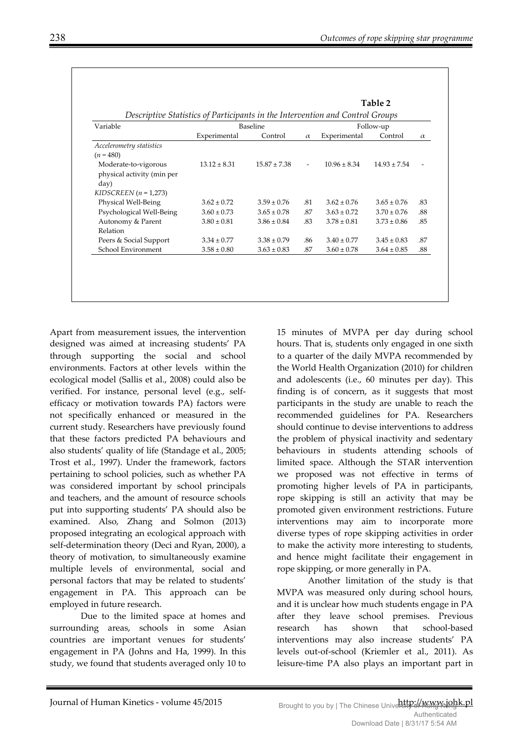**Table 2**

*Descriptive Statistics of Participants in the Intervention and Control Groups*

| Variable | Baseline | | | Follow-up | | |
|---|---|---|---|---|---|---|
| | Experimental | Control | $\alpha$ | Experimental | Control | $\alpha$ |
| *Accelerometry statistics* ($n$ = 480) | | | | | | |
| Moderate-to-vigorous physical activity (min per day) | 13.12 ± 8.31 | 15.87 ± 7.38 | - | 10.96 ± 8.34 | 14.93 ± 7.54 | - |
| *KIDSCREEN* ($n$ = 1,273) | | | | | | |
| Physical Well-Being | 3.62 ± 0.72 | 3.59 ± 0.76 | .81 | 3.62 ± 0.76 | 3.65 ± 0.76 | .83 |
| Psychological Well-Being | 3.60 ± 0.73 | 3.65 ± 0.78 | .87 | 3.63 ± 0.72 | 3.70 ± 0.76 | .88 |
| Autonomy & Parent Relation | 3.80 ± 0.81 | 3.86 ± 0.84 | .83 | 3.78 ± 0.81 | 3.73 ± 0.86 | .85 |
| Peers & Social Support | 3.34 ± 0.77 | 3.38 ± 0.79 | .86 | 3.40 ± 0.77 | 3.45 ± 0.83 | .87 |
| School Environment | 3.58 ± 0.80 | 3.63 ± 0.83 | .87 | 3.60 ± 0.78 | 3.64 ± 0.85 | .88 |

Apart from measurement issues, the intervention designed was aimed at increasing students' PA through supporting the social and school environments. Factors at other levels within the ecological model (Sallis et al., 2008) could also be verified. For instance, personal level (e.g., self-efficacy or motivation towards PA) factors were not specifically enhanced or measured in the current study. Researchers have previously found that these factors predicted PA behaviours and also students' quality of life (Standage et al., 2005; Trost et al., 1997). Under the framework, factors pertaining to school policies, such as whether PA was considered important by school principals and teachers, and the amount of resource schools put into supporting students' PA should also be examined. Also, Zhang and Solmon (2013) proposed integrating an ecological approach with self-determination theory (Deci and Ryan, 2000), a theory of motivation, to simultaneously examine multiple levels of environmental, social and personal factors that may be related to students' engagement in PA. This approach can be employed in future research.

Due to the limited space at homes and surrounding areas, schools in some Asian countries are important venues for students' engagement in PA (Johns and Ha, 1999). In this study, we found that students averaged only 10 to 15 minutes of MVPA per day during school hours. That is, students only engaged in one sixth to a quarter of the daily MVPA recommended by the World Health Organization (2010) for children and adolescents (i.e., 60 minutes per day). This finding is of concern, as it suggests that most participants in the study are unable to reach the recommended guidelines for PA. Researchers should continue to devise interventions to address the problem of physical inactivity and sedentary behaviours in students attending schools of limited space. Although the STAR intervention we proposed was not effective in terms of promoting higher levels of PA in participants, rope skipping is still an activity that may be promoted given environment restrictions. Future interventions may aim to incorporate more diverse types of rope skipping activities in order to make the activity more interesting to students, and hence might facilitate their engagement in rope skipping, or more generally in PA.

Another limitation of the study is that MVPA was measured only during school hours, and it is unclear how much students engage in PA after they leave school premises. Previous research has shown that school-based interventions may also increase students' PA levels out-of-school (Kriemler et al., 2011). As leisure-time PA also plays an important part in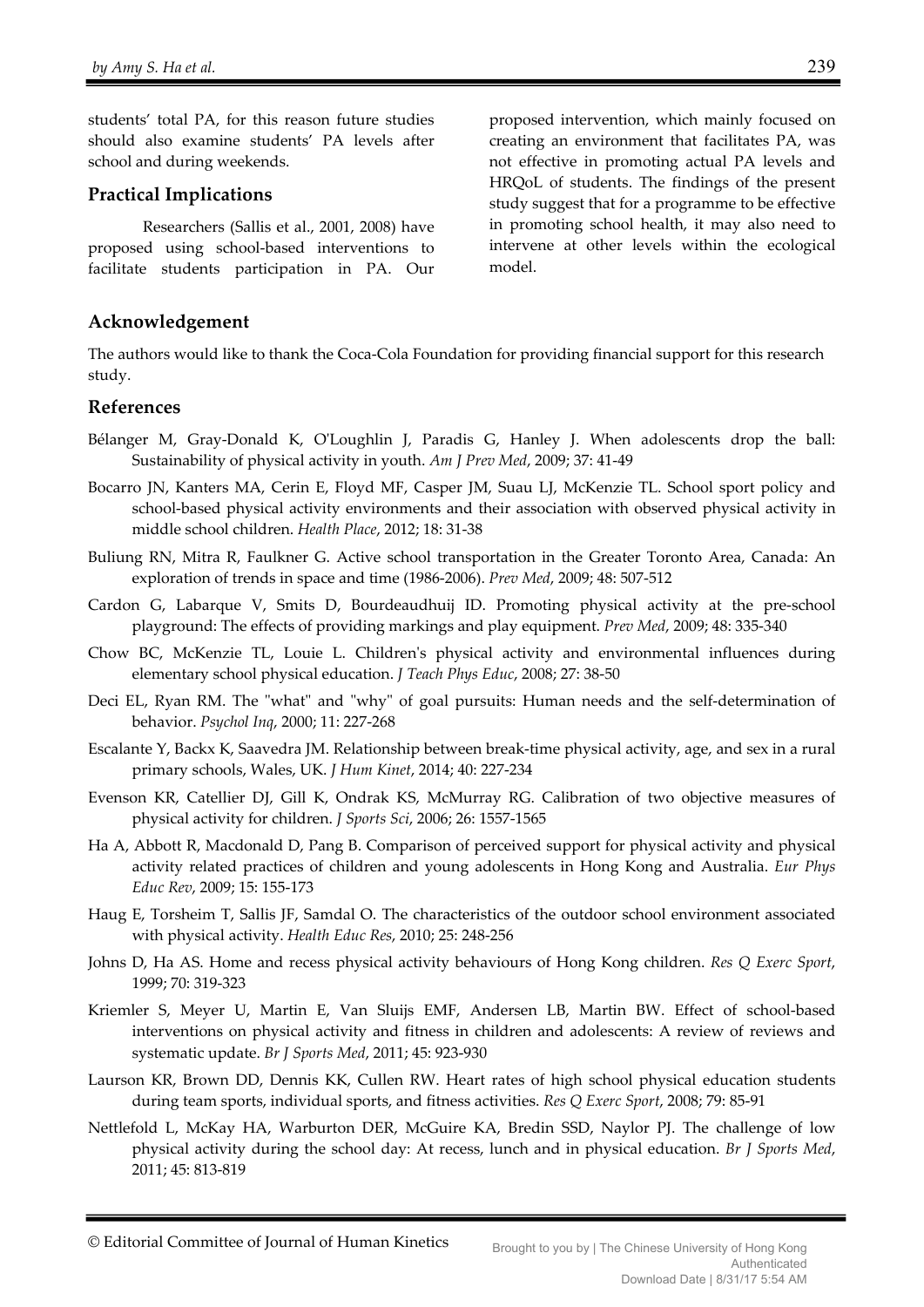students' total PA, for this reason future studies should also examine students' PA levels after school and during weekends.

### Practical Implications

Researchers (Sallis et al., 2001, 2008) have proposed using school-based interventions to facilitate students participation in PA. Our proposed intervention, which mainly focused on creating an environment that facilitates PA, was not effective in promoting actual PA levels and HRQoL of students. The findings of the present study suggest that for a programme to be effective in promoting school health, it may also need to intervene at other levels within the ecological model.

### Acknowledgement

The authors would like to thank the Coca-Cola Foundation for providing financial support for this research study.

### References

Bélanger M, Gray-Donald K, O'Loughlin J, Paradis G, Hanley J. When adolescents drop the ball: Sustainability of physical activity in youth. *Am J Prev Med*, 2009; 37: 41-49

Bocarro JN, Kanters MA, Cerin E, Floyd MF, Casper JM, Suau LJ, McKenzie TL. School sport policy and school-based physical activity environments and their association with observed physical activity in middle school children. *Health Place*, 2012; 18: 31-38

Buliung RN, Mitra R, Faulkner G. Active school transportation in the Greater Toronto Area, Canada: An exploration of trends in space and time (1986-2006). *Prev Med*, 2009; 48: 507-512

Cardon G, Labarque V, Smits D, Bourdeaudhuij ID. Promoting physical activity at the pre-school playground: The effects of providing markings and play equipment. *Prev Med*, 2009; 48: 335-340

Chow BC, McKenzie TL, Louie L. Children's physical activity and environmental influences during elementary school physical education. *J Teach Phys Educ*, 2008; 27: 38-50

Deci EL, Ryan RM. The "what" and "why" of goal pursuits: Human needs and the self-determination of behavior. *Psychol Inq*, 2000; 11: 227-268

Escalante Y, Backx K, Saavedra JM. Relationship between break-time physical activity, age, and sex in a rural primary schools, Wales, UK. *J Hum Kinet*, 2014; 40: 227-234

Evenson KR, Catellier DJ, Gill K, Ondrak KS, McMurray RG. Calibration of two objective measures of physical activity for children. *J Sports Sci*, 2006; 26: 1557-1565

Ha A, Abbott R, Macdonald D, Pang B. Comparison of perceived support for physical activity and physical activity related practices of children and young adolescents in Hong Kong and Australia. *Eur Phys Educ Rev*, 2009; 15: 155-173

Haug E, Torsheim T, Sallis JF, Samdal O. The characteristics of the outdoor school environment associated with physical activity. *Health Educ Res*, 2010; 25: 248-256

Johns D, Ha AS. Home and recess physical activity behaviours of Hong Kong children. *Res Q Exerc Sport*, 1999; 70: 319-323

Kriemler S, Meyer U, Martin E, Van Sluijs EMF, Andersen LB, Martin BW. Effect of school-based interventions on physical activity and fitness in children and adolescents: A review of reviews and systematic update. *Br J Sports Med*, 2011; 45: 923-930

Laurson KR, Brown DD, Dennis KK, Cullen RW. Heart rates of high school physical education students during team sports, individual sports, and fitness activities. *Res Q Exerc Sport*, 2008; 79: 85-91

Nettlefold L, McKay HA, Warburton DER, McGuire KA, Bredin SSD, Naylor PJ. The challenge of low physical activity during the school day: At recess, lunch and in physical education. *Br J Sports Med*, 2011; 45: 813-819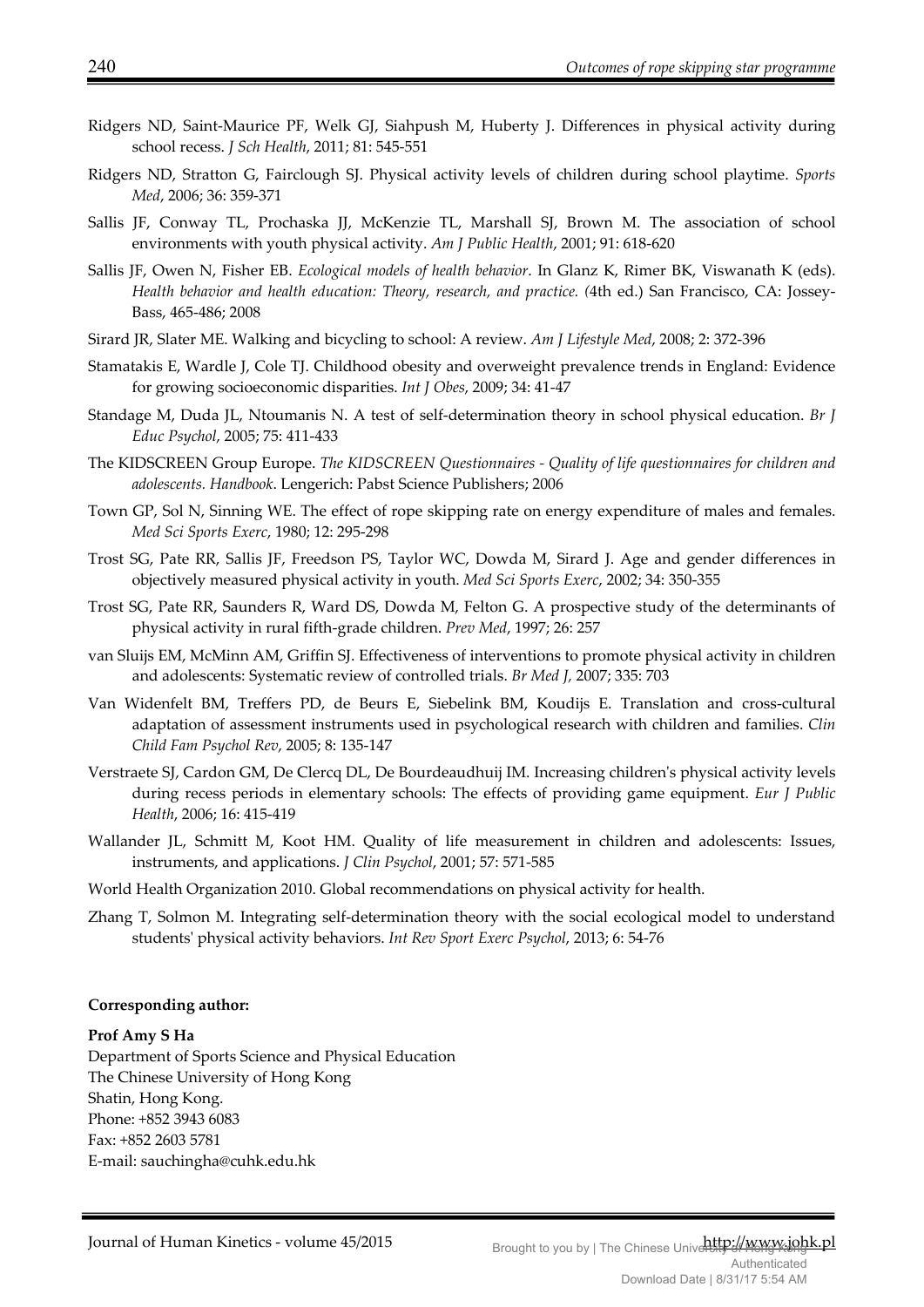Ridgers ND, Saint-Maurice PF, Welk GJ, Siahpush M, Huberty J. Differences in physical activity during school recess. *J Sch Health*, 2011; 81: 545-551

Ridgers ND, Stratton G, Fairclough SJ. Physical activity levels of children during school playtime. *Sports Med*, 2006; 36: 359-371

Sallis JF, Conway TL, Prochaska JJ, McKenzie TL, Marshall SJ, Brown M. The association of school environments with youth physical activity. *Am J Public Health*, 2001; 91: 618-620

Sallis JF, Owen N, Fisher EB. *Ecological models of health behavior*. In Glanz K, Rimer BK, Viswanath K (eds). *Health behavior and health education: Theory, research, and practice. (*4th ed.) San Francisco, CA: Jossey-Bass, 465-486; 2008

Sirard JR, Slater ME. Walking and bicycling to school: A review. *Am J Lifestyle Med*, 2008; 2: 372-396

Stamatakis E, Wardle J, Cole TJ. Childhood obesity and overweight prevalence trends in England: Evidence for growing socioeconomic disparities. *Int J Obes*, 2009; 34: 41-47

Standage M, Duda JL, Ntoumanis N. A test of self-determination theory in school physical education. *Br J Educ Psychol*, 2005; 75: 411-433

The KIDSCREEN Group Europe. *The KIDSCREEN Questionnaires - Quality of life questionnaires for children and adolescents. Handbook*. Lengerich: Pabst Science Publishers; 2006

Town GP, Sol N, Sinning WE. The effect of rope skipping rate on energy expenditure of males and females. *Med Sci Sports Exerc*, 1980; 12: 295-298

Trost SG, Pate RR, Sallis JF, Freedson PS, Taylor WC, Dowda M, Sirard J. Age and gender differences in objectively measured physical activity in youth. *Med Sci Sports Exerc*, 2002; 34: 350-355

Trost SG, Pate RR, Saunders R, Ward DS, Dowda M, Felton G. A prospective study of the determinants of physical activity in rural fifth-grade children. *Prev Med*, 1997; 26: 257

van Sluijs EM, McMinn AM, Griffin SJ. Effectiveness of interventions to promote physical activity in children and adolescents: Systematic review of controlled trials. *Br Med J*, 2007; 335: 703

Van Widenfelt BM, Treffers PD, de Beurs E, Siebelink BM, Koudijs E. Translation and cross-cultural adaptation of assessment instruments used in psychological research with children and families. *Clin Child Fam Psychol Rev*, 2005; 8: 135-147

Verstraete SJ, Cardon GM, De Clercq DL, De Bourdeaudhuij IM. Increasing children's physical activity levels during recess periods in elementary schools: The effects of providing game equipment. *Eur J Public Health*, 2006; 16: 415-419

Wallander JL, Schmitt M, Koot HM. Quality of life measurement in children and adolescents: Issues, instruments, and applications. *J Clin Psychol*, 2001; 57: 571-585

World Health Organization 2010. Global recommendations on physical activity for health.

Zhang T, Solmon M. Integrating self-determination theory with the social ecological model to understand students' physical activity behaviors. *Int Rev Sport Exerc Psychol*, 2013; 6: 54-76

**Corresponding author:**

**Prof Amy S Ha**  
Department of Sports Science and Physical Education  
The Chinese University of Hong Kong  
Shatin, Hong Kong.  
Phone: +852 3943 6083  
Fax: +852 2603 5781  
E-mail: sauchingha@cuhk.edu.hk